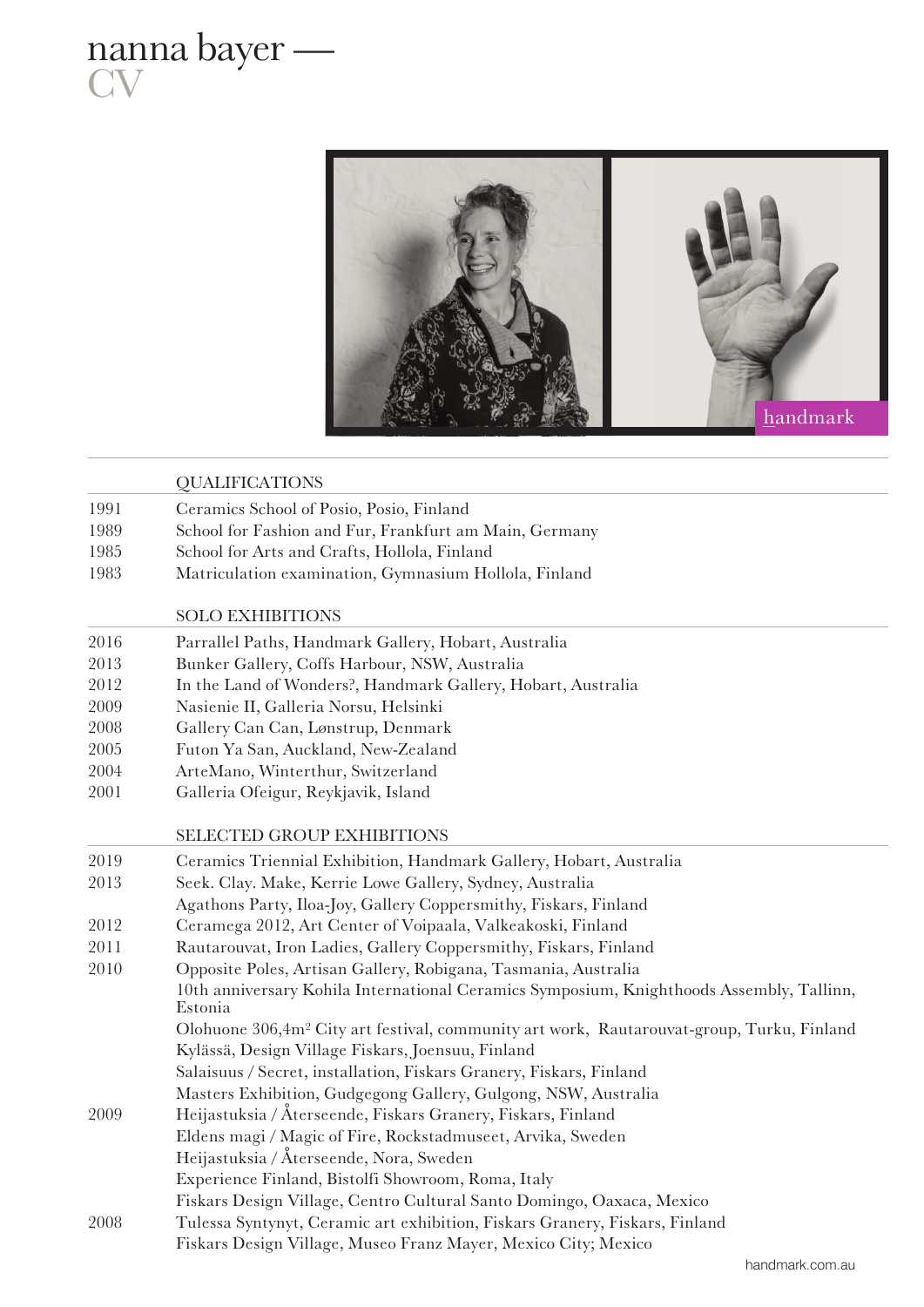# nanna bayer — CV

handmark

## QUALIFICATIONS

| | |
|---|---|
| 1991 | Ceramics School of Posio, Posio, Finland |
| 1989 | School for Fashion and Fur, Frankfurt am Main, Germany |
| 1985 | School for Arts and Crafts, Hollola, Finland |
| 1983 | Matriculation examination, Gymnasium Hollola, Finland |

## SOLO EXHIBITIONS

| | |
|---|---|
| 2016 | Parrallel Paths, Handmark Gallery, Hobart, Australia |
| 2013 | Bunker Gallery, Coffs Harbour, NSW, Australia |
| 2012 | In the Land of Wonders?, Handmark Gallery, Hobart, Australia |
| 2009 | Nasienie II, Galleria Norsu, Helsinki |
| 2008 | Gallery Can Can, Lønstrup, Denmark |
| 2005 | Futon Ya San, Auckland, New-Zealand |
| 2004 | ArteMano, Winterthur, Switzerland |
| 2001 | Galleria Ofeigur, Reykjavik, Island |

## SELECTED GROUP EXHIBITIONS

| | |
|---|---|
| 2019 | Ceramics Triennial Exhibition, Handmark Gallery, Hobart, Australia |
| 2013 | Seek. Clay. Make, Kerrie Lowe Gallery, Sydney, Australia |
| | Agathons Party, Iloa-Joy, Gallery Coppersmithy, Fiskars, Finland |
| 2012 | Ceramega 2012, Art Center of Voipaala, Valkeakoski, Finland |
| 2011 | Rautarouvat, Iron Ladies, Gallery Coppersmithy, Fiskars, Finland |
| 2010 | Opposite Poles, Artisan Gallery, Robigana, Tasmania, Australia |
| | 10th anniversary Kohila International Ceramics Symposium, Knighthoods Assembly, Tallinn, Estonia |
| | Olohuone 306,4m² City art festival, community art work, Rautarouvat-group, Turku, Finland |
| | Kylässä, Design Village Fiskars, Joensuu, Finland |
| | Salaisuus / Secret, installation, Fiskars Granery, Fiskars, Finland |
| | Masters Exhibition, Gudgegong Gallery, Gulgong, NSW, Australia |
| 2009 | Heijastuksia / Återseende, Fiskars Granery, Fiskars, Finland |
| | Eldens magi / Magic of Fire, Rockstadmuseet, Arvika, Sweden |
| | Heijastuksia / Återseende, Nora, Sweden |
| | Experience Finland, Bistolfi Showroom, Roma, Italy |
| | Fiskars Design Village, Centro Cultural Santo Domingo, Oaxaca, Mexico |
| 2008 | Tulessa Syntynyt, Ceramic art exhibition, Fiskars Granery, Fiskars, Finland |
| | Fiskars Design Village, Museo Franz Mayer, Mexico City; Mexico |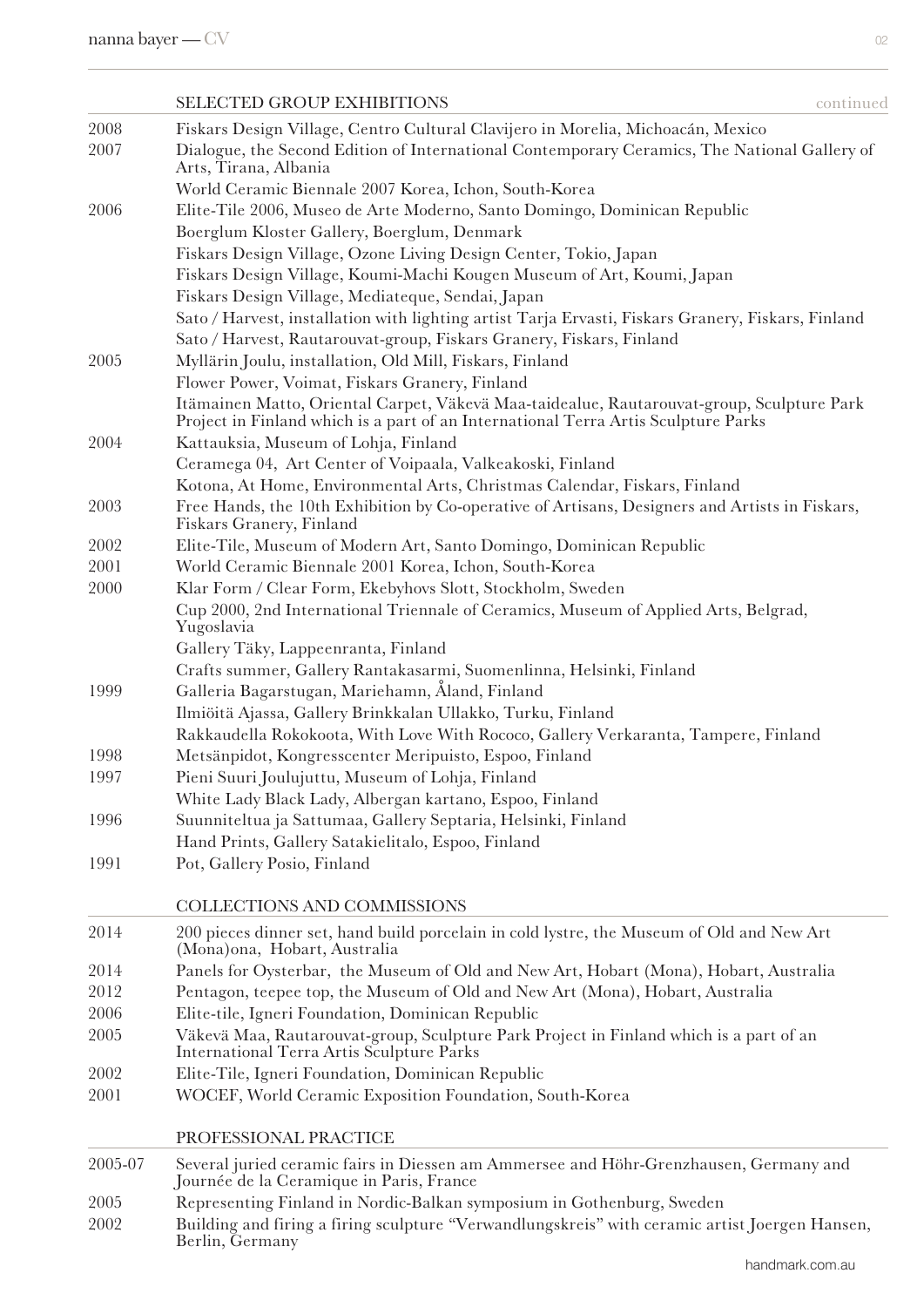## SELECTED GROUP EXHIBITIONS continued

| | |
|---|---|
| 2008 | Fiskars Design Village, Centro Cultural Clavijero in Morelia, Michoacán, Mexico |
| 2007 | Dialogue, the Second Edition of International Contemporary Ceramics, The National Gallery of Arts, Tirana, Albania |
| | World Ceramic Biennale 2007 Korea, Ichon, South-Korea |
| 2006 | Elite-Tile 2006, Museo de Arte Moderno, Santo Domingo, Dominican Republic |
| | Boerglum Kloster Gallery, Boerglum, Denmark |
| | Fiskars Design Village, Ozone Living Design Center, Tokio, Japan |
| | Fiskars Design Village, Koumi-Machi Kougen Museum of Art, Koumi, Japan |
| | Fiskars Design Village, Mediateque, Sendai, Japan |
| | Sato / Harvest, installation with lighting artist Tarja Ervasti, Fiskars Granery, Fiskars, Finland |
| | Sato / Harvest, Rautarouvat-group, Fiskars Granery, Fiskars, Finland |
| 2005 | Myllärin Joulu, installation, Old Mill, Fiskars, Finland |
| | Flower Power, Voimat, Fiskars Granery, Finland |
| | Itämainen Matto, Oriental Carpet, Väkevä Maa-taidealue, Rautarouvat-group, Sculpture Park Project in Finland which is a part of an International Terra Artis Sculpture Parks |
| 2004 | Kattauksia, Museum of Lohja, Finland |
| | Ceramega 04, Art Center of Voipaala, Valkeakoski, Finland |
| | Kotona, At Home, Environmental Arts, Christmas Calendar, Fiskars, Finland |
| 2003 | Free Hands, the 10th Exhibition by Co-operative of Artisans, Designers and Artists in Fiskars, Fiskars Granery, Finland |
| 2002 | Elite-Tile, Museum of Modern Art, Santo Domingo, Dominican Republic |
| 2001 | World Ceramic Biennale 2001 Korea, Ichon, South-Korea |
| 2000 | Klar Form / Clear Form, Ekebyhovs Slott, Stockholm, Sweden |
| | Cup 2000, 2nd International Triennale of Ceramics, Museum of Applied Arts, Belgrad, Yugoslavia |
| | Gallery Täky, Lappeenranta, Finland |
| | Crafts summer, Gallery Rantakasarmi, Suomenlinna, Helsinki, Finland |
| 1999 | Galleria Bagarstugan, Mariehamn, Åland, Finland |
| | Ilmiöitä Ajassa, Gallery Brinkkalan Ullakko, Turku, Finland |
| | Rakkaudella Rokokoota, With Love With Rococo, Gallery Verkaranta, Tampere, Finland |
| 1998 | Metsänpidot, Kongresscenter Meripuisto, Espoo, Finland |
| 1997 | Pieni Suuri Joulujuttu, Museum of Lohja, Finland |
| | White Lady Black Lady, Albergan kartano, Espoo, Finland |
| 1996 | Suunniteltua ja Sattumaa, Gallery Septaria, Helsinki, Finland |
| | Hand Prints, Gallery Satakielitalo, Espoo, Finland |
| 1991 | Pot, Gallery Posio, Finland |

## COLLECTIONS AND COMMISSIONS

| | |
|---|---|
| 2014 | 200 pieces dinner set, hand build porcelain in cold lystre, the Museum of Old and New Art (Mona)ona, Hobart, Australia |
| 2014 | Panels for Oysterbar, the Museum of Old and New Art, Hobart (Mona), Hobart, Australia |
| 2012 | Pentagon, teepee top, the Museum of Old and New Art (Mona), Hobart, Australia |
| 2006 | Elite-tile, Igneri Foundation, Dominican Republic |
| 2005 | Väkevä Maa, Rautarouvat-group, Sculpture Park Project in Finland which is a part of an International Terra Artis Sculpture Parks |
| 2002 | Elite-Tile, Igneri Foundation, Dominican Republic |
| 2001 | WOCEF, World Ceramic Exposition Foundation, South-Korea |

## PROFESSIONAL PRACTICE

| | |
|---|---|
| 2005-07 | Several juried ceramic fairs in Diessen am Ammersee and Höhr-Grenzhausen, Germany and Journée de la Ceramique in Paris, France |
| 2005 | Representing Finland in Nordic-Balkan symposium in Gothenburg, Sweden |
| 2002 | Building and firing a firing sculpture "Verwandlungskreis" with ceramic artist Joergen Hansen, Berlin, Germany |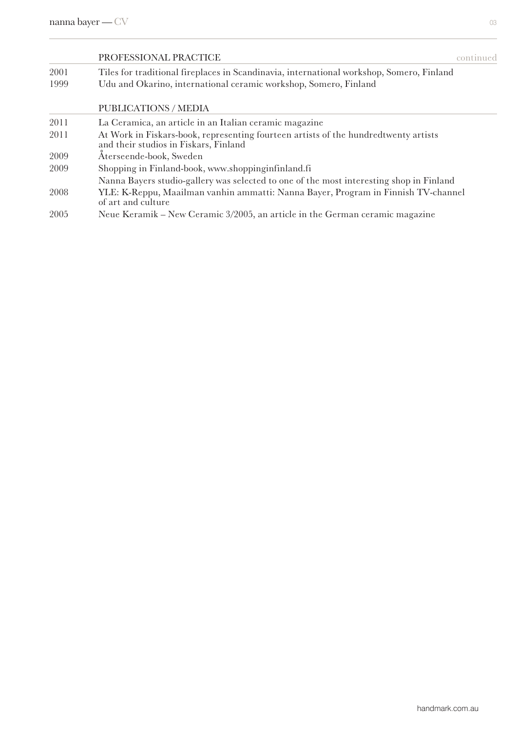## PROFESSIONAL PRACTICE continued

| | |
|---|---|
| 2001 | Tiles for traditional fireplaces in Scandinavia, international workshop, Somero, Finland |
| 1999 | Udu and Okarino, international ceramic workshop, Somero, Finland |

## PUBLICATIONS / MEDIA

| | |
|---|---|
| 2011 | La Ceramica, an article in an Italian ceramic magazine |
| 2011 | At Work in Fiskars-book, representing fourteen artists of the hundredtwenty artists and their studios in Fiskars, Finland |
| 2009 | Återseende-book, Sweden |
| 2009 | Shopping in Finland-book, www.shoppinginfinland.fi<br>Nanna Bayers studio-gallery was selected to one of the most interesting shop in Finland |
| 2008 | YLE: K-Reppu, Maailman vanhin ammatti: Nanna Bayer, Program in Finnish TV-channel of art and culture |
| 2005 | Neue Keramik – New Ceramic 3/2005, an article in the German ceramic magazine |